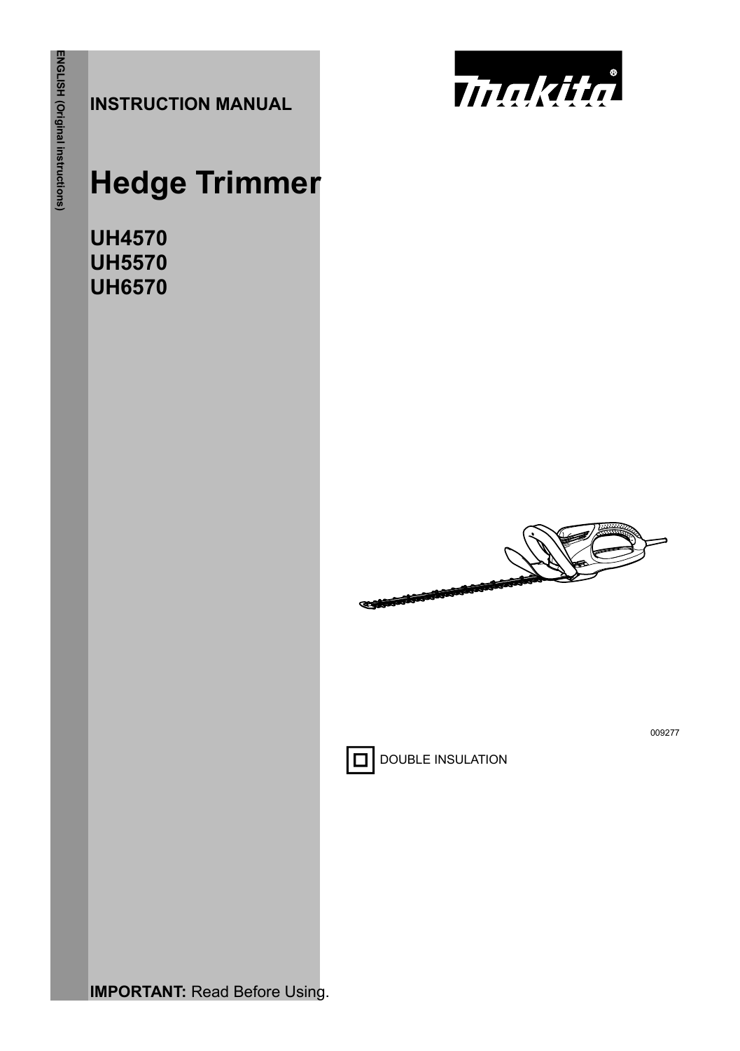ENGLISH (Original instructions)

**INSTRUCTION MANUAL**

# Hedge Trimmer

**UH4570**
**UH5570**
**UH6570**

009277

DOUBLE INSULATION

**IMPORTANT:** Read Before Using.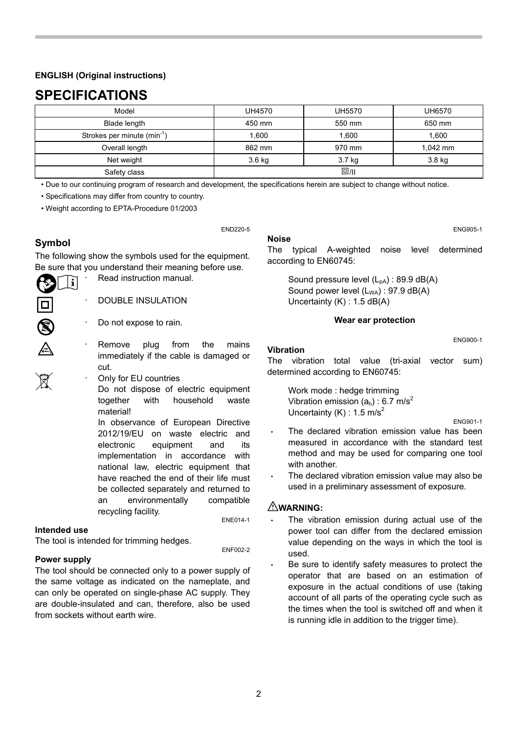**ENGLISH (Original instructions)**

# SPECIFICATIONS

| Model | UH4570 | UH5570 | UH6570 |
|---|---|---|---|
| Blade length | 450 mm | 550 mm | 650 mm |
| Strokes per minute ($min^{-1}$) | 1,600 | 1,600 | 1,600 |
| Overall length | 862 mm | 970 mm | 1,042 mm |
| Net weight | 3.6 kg | 3.7 kg | 3.8 kg |
| Safety class | ⧈/II | | |

- Due to our continuing program of research and development, the specifications herein are subject to change without notice.
- Specifications may differ from country to country.
- Weight according to EPTA-Procedure 01/2003

END220-5

## Symbol

The following show the symbols used for the equipment. Be sure that you understand their meaning before use.

- Read instruction manual.
- DOUBLE INSULATION
- Do not expose to rain.
- Remove plug from the mains immediately if the cable is damaged or cut.
- Only for EU countries
  Do not dispose of electric equipment together with household waste material!
  In observance of European Directive 2012/19/EU on waste electric and electronic equipment and its implementation in accordance with national law, electric equipment that have reached the end of their life must be collected separately and returned to an environmentally compatible recycling facility.

ENE014-1

**Intended use**

The tool is intended for trimming hedges.

ENF002-2

**Power supply**

The tool should be connected only to a power supply of the same voltage as indicated on the nameplate, and can only be operated on single-phase AC supply. They are double-insulated and can, therefore, also be used from sockets without earth wire.

ENG905-1

**Noise**

The typical A-weighted noise level determined according to EN60745:

Sound pressure level ($L_{pA}$) : 89.9 dB(A)
Sound power level ($L_{WA}$) : 97.9 dB(A)
Uncertainty (K) : 1.5 dB(A)

**Wear ear protection**

ENG900-1

**Vibration**

The vibration total value (tri-axial vector sum) determined according to EN60745:

Work mode : hedge trimming
Vibration emission ($a_h$) : 6.7 $m/s^2$
Uncertainty (K) : 1.5 $m/s^2$

ENG901-1

- The declared vibration emission value has been measured in accordance with the standard test method and may be used for comparing one tool with another.
- The declared vibration emission value may also be used in a preliminary assessment of exposure.

**⚠WARNING:**

- The vibration emission during actual use of the power tool can differ from the declared emission value depending on the ways in which the tool is used.
- Be sure to identify safety measures to protect the operator that are based on an estimation of exposure in the actual conditions of use (taking account of all parts of the operating cycle such as the times when the tool is switched off and when it is running idle in addition to the trigger time).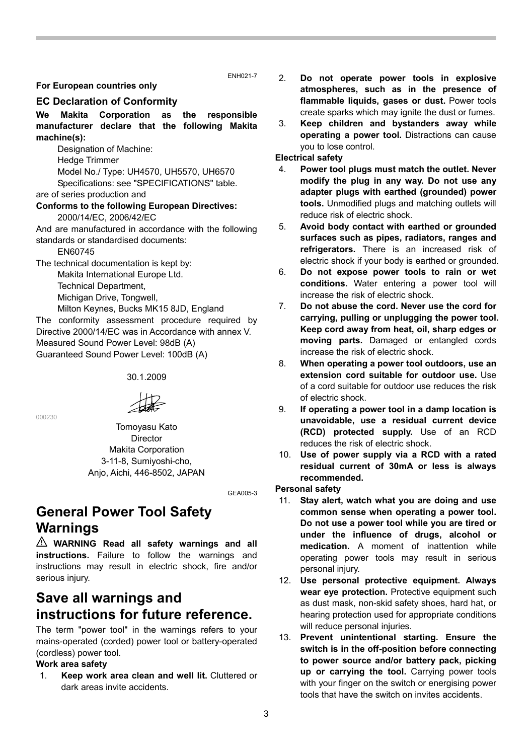ENH021-7

**For European countries only**

### EC Declaration of Conformity

**We Makita Corporation as the responsible manufacturer declare that the following Makita machine(s):**

Designation of Machine:

Hedge Trimmer

Model No./ Type: UH4570, UH5570, UH6570

Specifications: see "SPECIFICATIONS" table.

are of series production and

**Conforms to the following European Directives:**

2000/14/EC, 2006/42/EC

And are manufactured in accordance with the following standards or standardised documents:

EN60745

The technical documentation is kept by:

Makita International Europe Ltd.

Technical Department,

Michigan Drive, Tongwell,

Milton Keynes, Bucks MK15 8JD, England

The conformity assessment procedure required by Directive 2000/14/EC was in Accordance with annex V.

Measured Sound Power Level: 98dB (A)

Guaranteed Sound Power Level: 100dB (A)

30.1.2009

000230

Tomoyasu Kato
Director
Makita Corporation
3-11-8, Sumiyoshi-cho,
Anjo, Aichi, 446-8502, JAPAN

GEA005-3

## General Power Tool Safety Warnings

⚠ **WARNING Read all safety warnings and all instructions.** Failure to follow the warnings and instructions may result in electric shock, fire and/or serious injury.

## Save all warnings and instructions for future reference.

The term "power tool" in the warnings refers to your mains-operated (corded) power tool or battery-operated (cordless) power tool.

**Work area safety**

1. **Keep work area clean and well lit.** Cluttered or dark areas invite accidents.
2. **Do not operate power tools in explosive atmospheres, such as in the presence of flammable liquids, gases or dust.** Power tools create sparks which may ignite the dust or fumes.
3. **Keep children and bystanders away while operating a power tool.** Distractions can cause you to lose control.

**Electrical safety**

4. **Power tool plugs must match the outlet. Never modify the plug in any way. Do not use any adapter plugs with earthed (grounded) power tools.** Unmodified plugs and matching outlets will reduce risk of electric shock.
5. **Avoid body contact with earthed or grounded surfaces such as pipes, radiators, ranges and refrigerators.** There is an increased risk of electric shock if your body is earthed or grounded.
6. **Do not expose power tools to rain or wet conditions.** Water entering a power tool will increase the risk of electric shock.
7. **Do not abuse the cord. Never use the cord for carrying, pulling or unplugging the power tool. Keep cord away from heat, oil, sharp edges or moving parts.** Damaged or entangled cords increase the risk of electric shock.
8. **When operating a power tool outdoors, use an extension cord suitable for outdoor use.** Use of a cord suitable for outdoor use reduces the risk of electric shock.
9. **If operating a power tool in a damp location is unavoidable, use a residual current device (RCD) protected supply.** Use of an RCD reduces the risk of electric shock.
10. **Use of power supply via a RCD with a rated residual current of 30mA or less is always recommended.**

**Personal safety**

11. **Stay alert, watch what you are doing and use common sense when operating a power tool. Do not use a power tool while you are tired or under the influence of drugs, alcohol or medication.** A moment of inattention while operating power tools may result in serious personal injury.
12. **Use personal protective equipment. Always wear eye protection.** Protective equipment such as dust mask, non-skid safety shoes, hard hat, or hearing protection used for appropriate conditions will reduce personal injuries.
13. **Prevent unintentional starting. Ensure the switch is in the off-position before connecting to power source and/or battery pack, picking up or carrying the tool.** Carrying power tools with your finger on the switch or energising power tools that have the switch on invites accidents.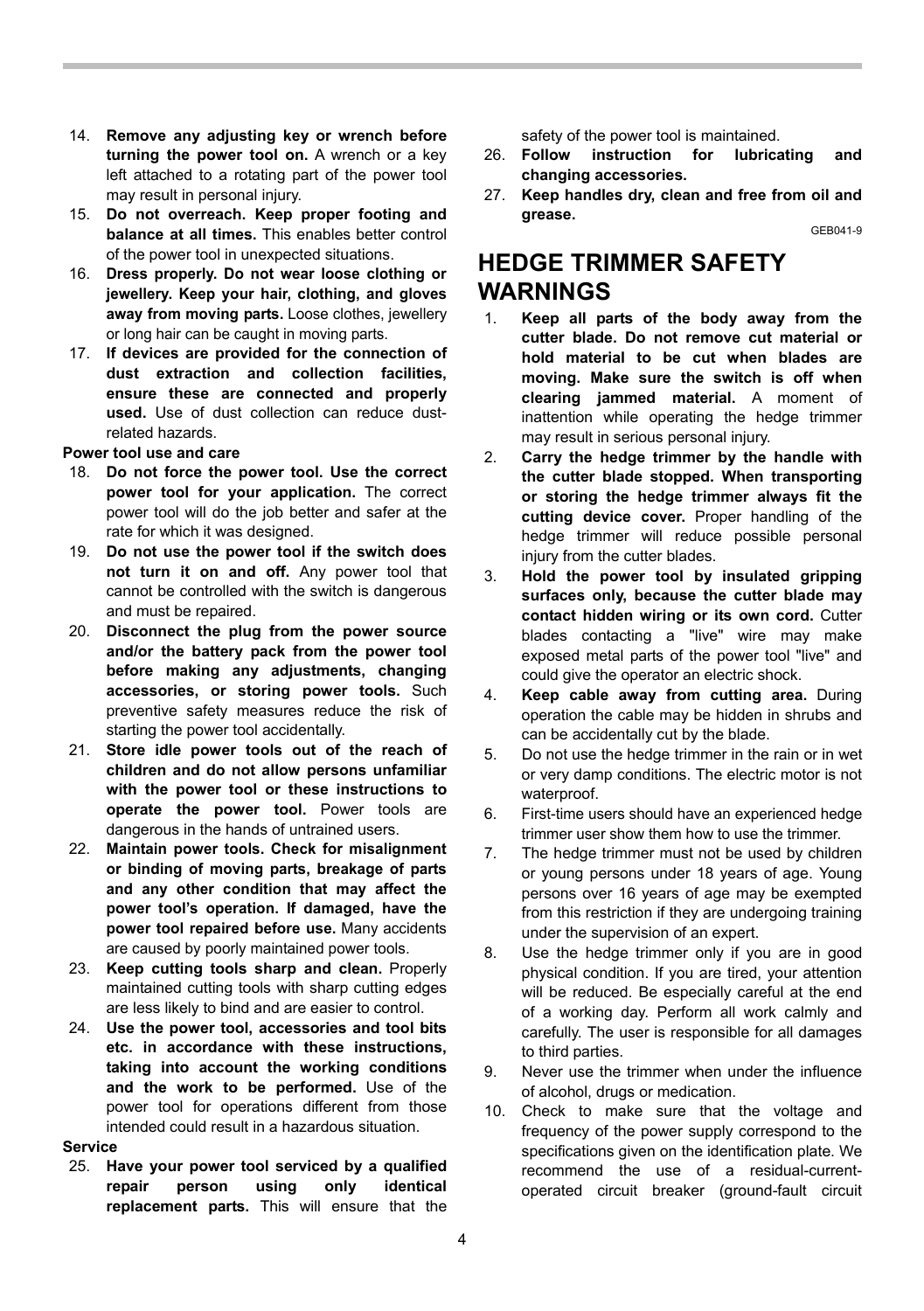14. **Remove any adjusting key or wrench before turning the power tool on.** A wrench or a key left attached to a rotating part of the power tool may result in personal injury.
15. **Do not overreach. Keep proper footing and balance at all times.** This enables better control of the power tool in unexpected situations.
16. **Dress properly. Do not wear loose clothing or jewellery. Keep your hair, clothing, and gloves away from moving parts.** Loose clothes, jewellery or long hair can be caught in moving parts.
17. **If devices are provided for the connection of dust extraction and collection facilities, ensure these are connected and properly used.** Use of dust collection can reduce dust-related hazards.

**Power tool use and care**

18. **Do not force the power tool. Use the correct power tool for your application.** The correct power tool will do the job better and safer at the rate for which it was designed.
19. **Do not use the power tool if the switch does not turn it on and off.** Any power tool that cannot be controlled with the switch is dangerous and must be repaired.
20. **Disconnect the plug from the power source and/or the battery pack from the power tool before making any adjustments, changing accessories, or storing power tools.** Such preventive safety measures reduce the risk of starting the power tool accidentally.
21. **Store idle power tools out of the reach of children and do not allow persons unfamiliar with the power tool or these instructions to operate the power tool.** Power tools are dangerous in the hands of untrained users.
22. **Maintain power tools. Check for misalignment or binding of moving parts, breakage of parts and any other condition that may affect the power tool's operation. If damaged, have the power tool repaired before use.** Many accidents are caused by poorly maintained power tools.
23. **Keep cutting tools sharp and clean.** Properly maintained cutting tools with sharp cutting edges are less likely to bind and are easier to control.
24. **Use the power tool, accessories and tool bits etc. in accordance with these instructions, taking into account the working conditions and the work to be performed.** Use of the power tool for operations different from those intended could result in a hazardous situation.

**Service**

25. **Have your power tool serviced by a qualified repair person using only identical replacement parts.** This will ensure that the safety of the power tool is maintained.
26. **Follow instruction for lubricating and changing accessories.**
27. **Keep handles dry, clean and free from oil and grease.**

GEB041-9

# HEDGE TRIMMER SAFETY WARNINGS

1. **Keep all parts of the body away from the cutter blade. Do not remove cut material or hold material to be cut when blades are moving. Make sure the switch is off when clearing jammed material.** A moment of inattention while operating the hedge trimmer may result in serious personal injury.
2. **Carry the hedge trimmer by the handle with the cutter blade stopped. When transporting or storing the hedge trimmer always fit the cutting device cover.** Proper handling of the hedge trimmer will reduce possible personal injury from the cutter blades.
3. **Hold the power tool by insulated gripping surfaces only, because the cutter blade may contact hidden wiring or its own cord.** Cutter blades contacting a "live" wire may make exposed metal parts of the power tool "live" and could give the operator an electric shock.
4. **Keep cable away from cutting area.** During operation the cable may be hidden in shrubs and can be accidentally cut by the blade.
5. Do not use the hedge trimmer in the rain or in wet or very damp conditions. The electric motor is not waterproof.
6. First-time users should have an experienced hedge trimmer user show them how to use the trimmer.
7. The hedge trimmer must not be used by children or young persons under 18 years of age. Young persons over 16 years of age may be exempted from this restriction if they are undergoing training under the supervision of an expert.
8. Use the hedge trimmer only if you are in good physical condition. If you are tired, your attention will be reduced. Be especially careful at the end of a working day. Perform all work calmly and carefully. The user is responsible for all damages to third parties.
9. Never use the trimmer when under the influence of alcohol, drugs or medication.
10. Check to make sure that the voltage and frequency of the power supply correspond to the specifications given on the identification plate. We recommend the use of a residual-current-operated circuit breaker (ground-fault circuit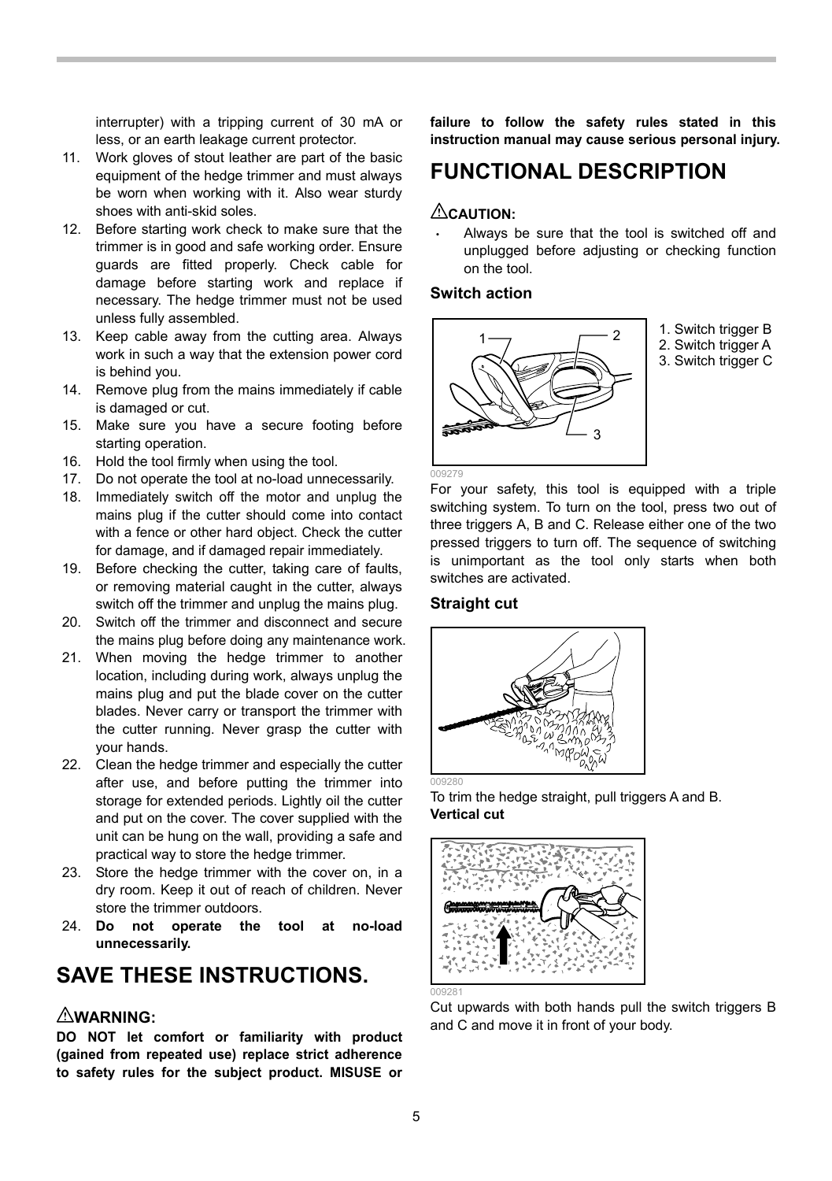interrupter) with a tripping current of 30 mA or less, or an earth leakage current protector.

11. Work gloves of stout leather are part of the basic equipment of the hedge trimmer and must always be worn when working with it. Also wear sturdy shoes with anti-skid soles.
12. Before starting work check to make sure that the trimmer is in good and safe working order. Ensure guards are fitted properly. Check cable for damage before starting work and replace if necessary. The hedge trimmer must not be used unless fully assembled.
13. Keep cable away from the cutting area. Always work in such a way that the extension power cord is behind you.
14. Remove plug from the mains immediately if cable is damaged or cut.
15. Make sure you have a secure footing before starting operation.
16. Hold the tool firmly when using the tool.
17. Do not operate the tool at no-load unnecessarily.
18. Immediately switch off the motor and unplug the mains plug if the cutter should come into contact with a fence or other hard object. Check the cutter for damage, and if damaged repair immediately.
19. Before checking the cutter, taking care of faults, or removing material caught in the cutter, always switch off the trimmer and unplug the mains plug.
20. Switch off the trimmer and disconnect and secure the mains plug before doing any maintenance work.
21. When moving the hedge trimmer to another location, including during work, always unplug the mains plug and put the blade cover on the cutter blades. Never carry or transport the trimmer with the cutter running. Never grasp the cutter with your hands.
22. Clean the hedge trimmer and especially the cutter after use, and before putting the trimmer into storage for extended periods. Lightly oil the cutter and put on the cover. The cover supplied with the unit can be hung on the wall, providing a safe and practical way to store the hedge trimmer.
23. Store the hedge trimmer with the cover on, in a dry room. Keep it out of reach of children. Never store the trimmer outdoors.
24. **Do not operate the tool at no-load unnecessarily.**

# SAVE THESE INSTRUCTIONS.

### ⚠WARNING:

**DO NOT let comfort or familiarity with product (gained from repeated use) replace strict adherence to safety rules for the subject product. MISUSE or failure to follow the safety rules stated in this instruction manual may cause serious personal injury.**

# FUNCTIONAL DESCRIPTION

### ⚠CAUTION:

- Always be sure that the tool is switched off and unplugged before adjusting or checking function on the tool.

### Switch action

1. Switch trigger B
2. Switch trigger A
3. Switch trigger C

009279

For your safety, this tool is equipped with a triple switching system. To turn on the tool, press two out of three triggers A, B and C. Release either one of the two pressed triggers to turn off. The sequence of switching is unimportant as the tool only starts when both switches are activated.

### Straight cut

009280

To trim the hedge straight, pull triggers A and B.

**Vertical cut**

009281

Cut upwards with both hands pull the switch triggers B and C and move it in front of your body.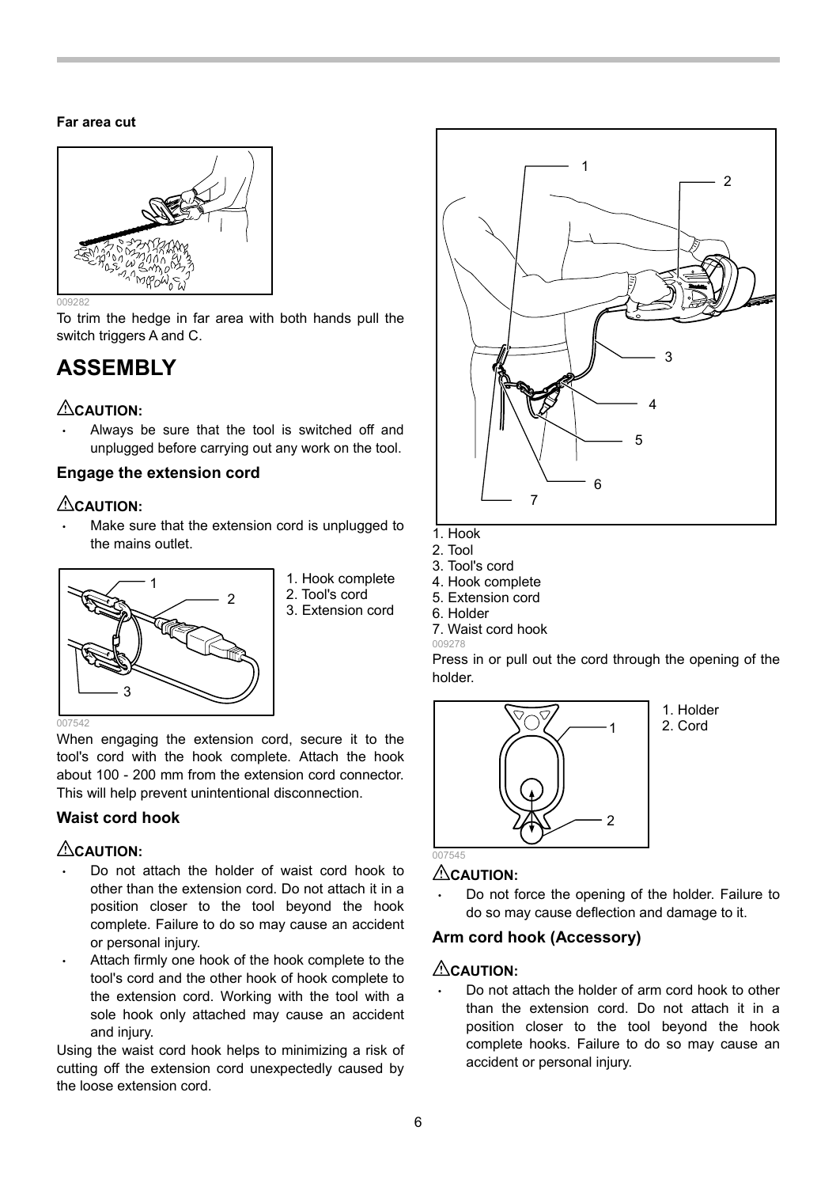**Far area cut**

009282

To trim the hedge in far area with both hands pull the switch triggers A and C.

# ASSEMBLY

**⚠CAUTION:**

- Always be sure that the tool is switched off and unplugged before carrying out any work on the tool.

### Engage the extension cord

**⚠CAUTION:**

- Make sure that the extension cord is unplugged to the mains outlet.

1. Hook complete
2. Tool's cord
3. Extension cord

007542

When engaging the extension cord, secure it to the tool's cord with the hook complete. Attach the hook about 100 - 200 mm from the extension cord connector. This will help prevent unintentional disconnection.

### Waist cord hook

**⚠CAUTION:**

- Do not attach the holder of waist cord hook to other than the extension cord. Do not attach it in a position closer to the tool beyond the hook complete. Failure to do so may cause an accident or personal injury.
- Attach firmly one hook of the hook complete to the tool's cord and the other hook of hook complete to the extension cord. Working with the tool with a sole hook only attached may cause an accident and injury.

Using the waist cord hook helps to minimizing a risk of cutting off the extension cord unexpectedly caused by the loose extension cord.

1. Hook
2. Tool
3. Tool's cord
4. Hook complete
5. Extension cord
6. Holder
7. Waist cord hook

009278

Press in or pull out the cord through the opening of the holder.

1. Holder
2. Cord

007545

**⚠CAUTION:**

- Do not force the opening of the holder. Failure to do so may cause deflection and damage to it.

### Arm cord hook (Accessory)

**⚠CAUTION:**

- Do not attach the holder of arm cord hook to other than the extension cord. Do not attach it in a position closer to the tool beyond the hook complete hooks. Failure to do so may cause an accident or personal injury.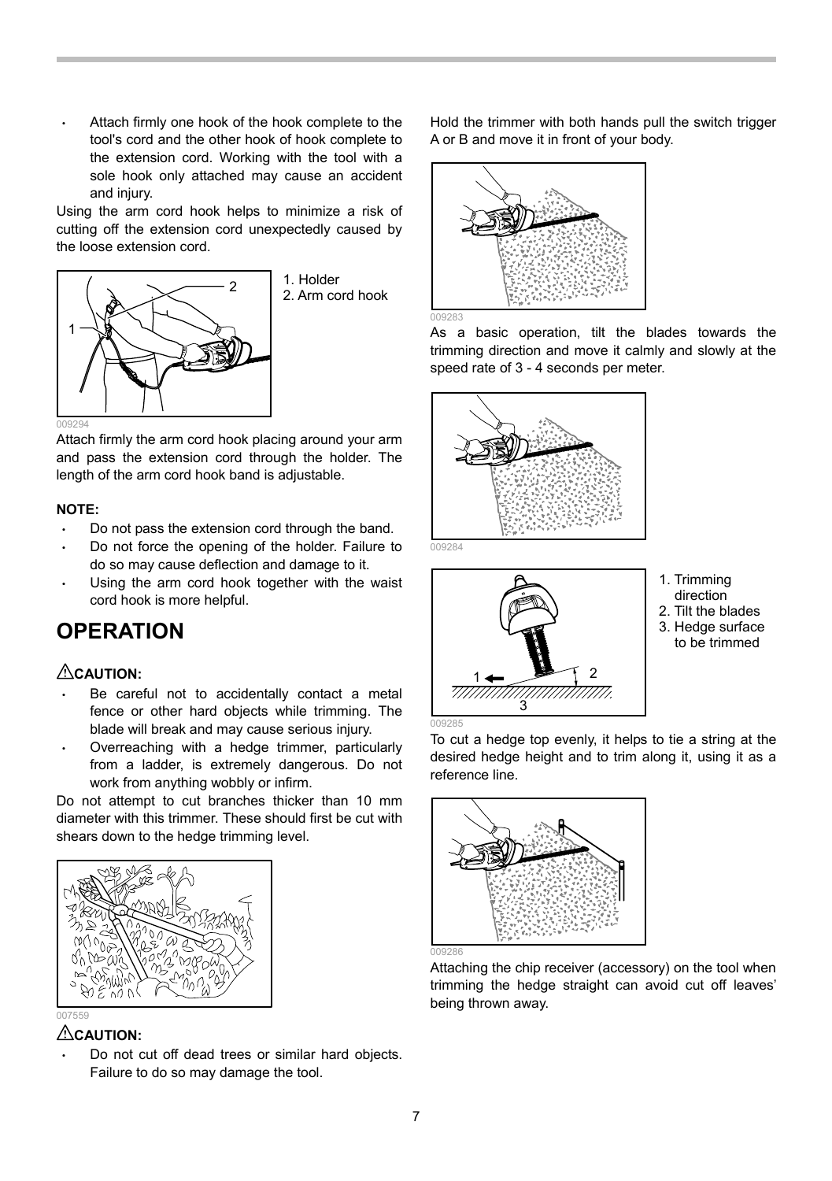- Attach firmly one hook of the hook complete to the tool's cord and the other hook of hook complete to the extension cord. Working with the tool with a sole hook only attached may cause an accident and injury.

Using the arm cord hook helps to minimize a risk of cutting off the extension cord unexpectedly caused by the loose extension cord.

1. Holder
2. Arm cord hook

009294

Attach firmly the arm cord hook placing around your arm and pass the extension cord through the holder. The length of the arm cord hook band is adjustable.

**NOTE:**

- Do not pass the extension cord through the band.
- Do not force the opening of the holder. Failure to do so may cause deflection and damage to it.
- Using the arm cord hook together with the waist cord hook is more helpful.

# OPERATION

**⚠CAUTION:**

- Be careful not to accidentally contact a metal fence or other hard objects while trimming. The blade will break and may cause serious injury.
- Overreaching with a hedge trimmer, particularly from a ladder, is extremely dangerous. Do not work from anything wobbly or infirm.

Do not attempt to cut branches thicker than 10 mm diameter with this trimmer. These should first be cut with shears down to the hedge trimming level.

007559

**⚠CAUTION:**

- Do not cut off dead trees or similar hard objects. Failure to do so may damage the tool.

Hold the trimmer with both hands pull the switch trigger A or B and move it in front of your body.

009283

As a basic operation, tilt the blades towards the trimming direction and move it calmly and slowly at the speed rate of 3 - 4 seconds per meter.

009284

1. Trimming direction
2. Tilt the blades
3. Hedge surface to be trimmed

009285

To cut a hedge top evenly, it helps to tie a string at the desired hedge height and to trim along it, using it as a reference line.

009286

Attaching the chip receiver (accessory) on the tool when trimming the hedge straight can avoid cut off leaves' being thrown away.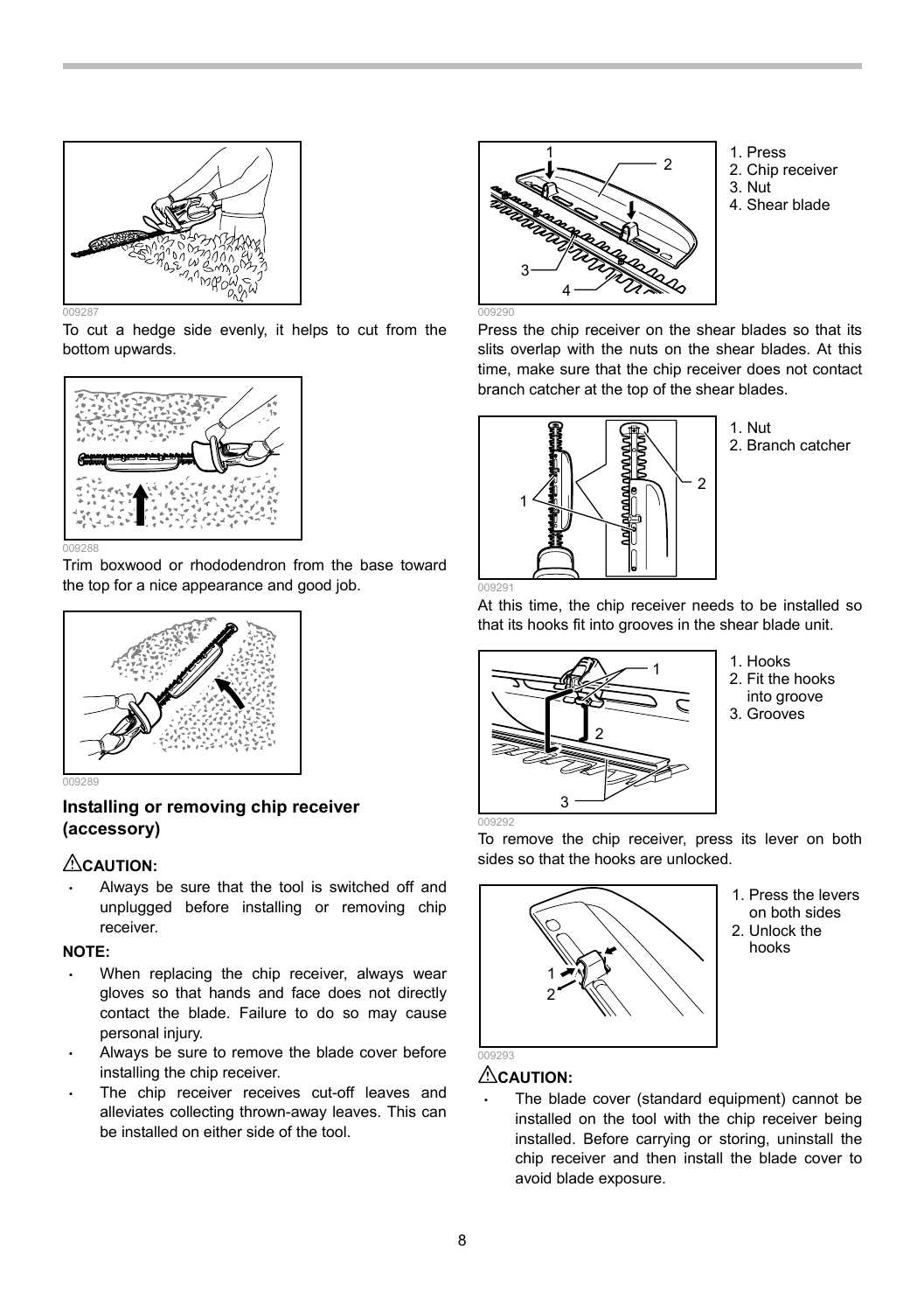009287

To cut a hedge side evenly, it helps to cut from the bottom upwards.

009288

Trim boxwood or rhododendron from the base toward the top for a nice appearance and good job.

009289

### Installing or removing chip receiver (accessory)

**CAUTION:**

- Always be sure that the tool is switched off and unplugged before installing or removing chip receiver.

**NOTE:**

- When replacing the chip receiver, always wear gloves so that hands and face does not directly contact the blade. Failure to do so may cause personal injury.
- Always be sure to remove the blade cover before installing the chip receiver.
- The chip receiver receives cut-off leaves and alleviates collecting thrown-away leaves. This can be installed on either side of the tool.

1. Press
2. Chip receiver
3. Nut
4. Shear blade

009290

Press the chip receiver on the shear blades so that its slits overlap with the nuts on the shear blades. At this time, make sure that the chip receiver does not contact branch catcher at the top of the shear blades.

1. Nut
2. Branch catcher

009291

At this time, the chip receiver needs to be installed so that its hooks fit into grooves in the shear blade unit.

1. Hooks
2. Fit the hooks into groove
3. Grooves

009292

To remove the chip receiver, press its lever on both sides so that the hooks are unlocked.

1. Press the levers on both sides
2. Unlock the hooks

009293

**CAUTION:**

- The blade cover (standard equipment) cannot be installed on the tool with the chip receiver being installed. Before carrying or storing, uninstall the chip receiver and then install the blade cover to avoid blade exposure.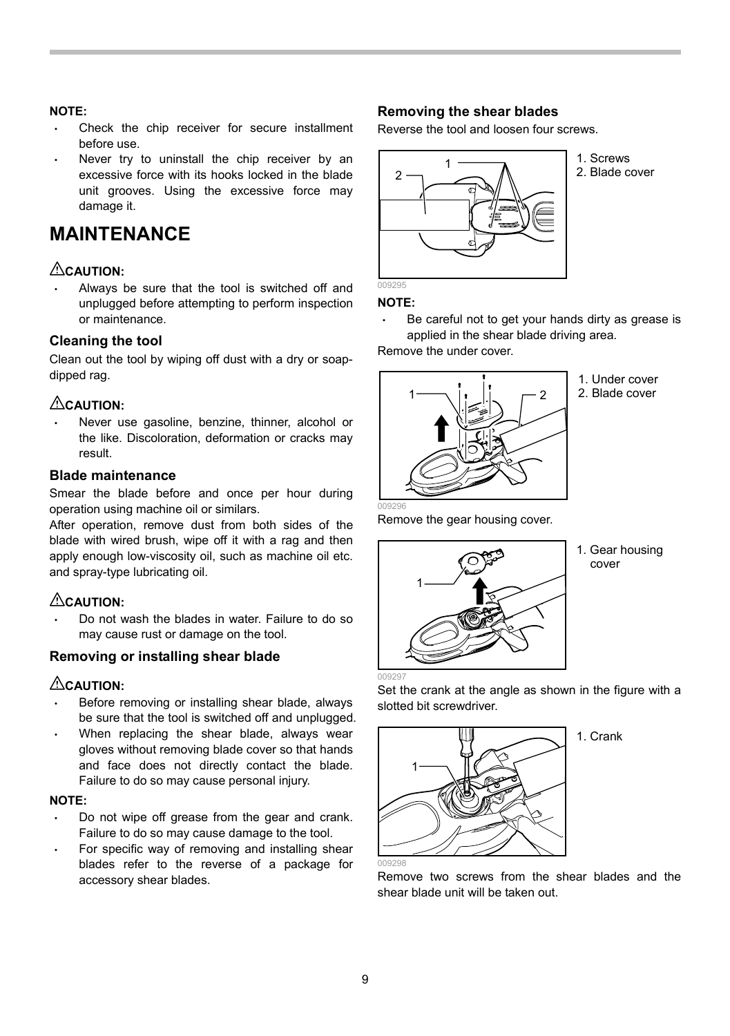**NOTE:**

- Check the chip receiver for secure installment before use.
- Never try to uninstall the chip receiver by an excessive force with its hooks locked in the blade unit grooves. Using the excessive force may damage it.

# MAINTENANCE

**⚠CAUTION:**

- Always be sure that the tool is switched off and unplugged before attempting to perform inspection or maintenance.

### Cleaning the tool

Clean out the tool by wiping off dust with a dry or soap-dipped rag.

**⚠CAUTION:**

- Never use gasoline, benzine, thinner, alcohol or the like. Discoloration, deformation or cracks may result.

### Blade maintenance

Smear the blade before and once per hour during operation using machine oil or similars.

After operation, remove dust from both sides of the blade with wired brush, wipe off it with a rag and then apply enough low-viscosity oil, such as machine oil etc. and spray-type lubricating oil.

**⚠CAUTION:**

- Do not wash the blades in water. Failure to do so may cause rust or damage on the tool.

### Removing or installing shear blade

**⚠CAUTION:**

- Before removing or installing shear blade, always be sure that the tool is switched off and unplugged.
- When replacing the shear blade, always wear gloves without removing blade cover so that hands and face does not directly contact the blade. Failure to do so may cause personal injury.

**NOTE:**

- Do not wipe off grease from the gear and crank. Failure to do so may cause damage to the tool.
- For specific way of removing and installing shear blades refer to the reverse of a package for accessory shear blades.

### Removing the shear blades

Reverse the tool and loosen four screws.

1. Screws
2. Blade cover

009295

**NOTE:**

- Be careful not to get your hands dirty as grease is applied in the shear blade driving area.

Remove the under cover.

1. Under cover
2. Blade cover

009296

Remove the gear housing cover.

1. Gear housing cover

009297

Set the crank at the angle as shown in the figure with a slotted bit screwdriver.

1. Crank

009298

Remove two screws from the shear blades and the shear blade unit will be taken out.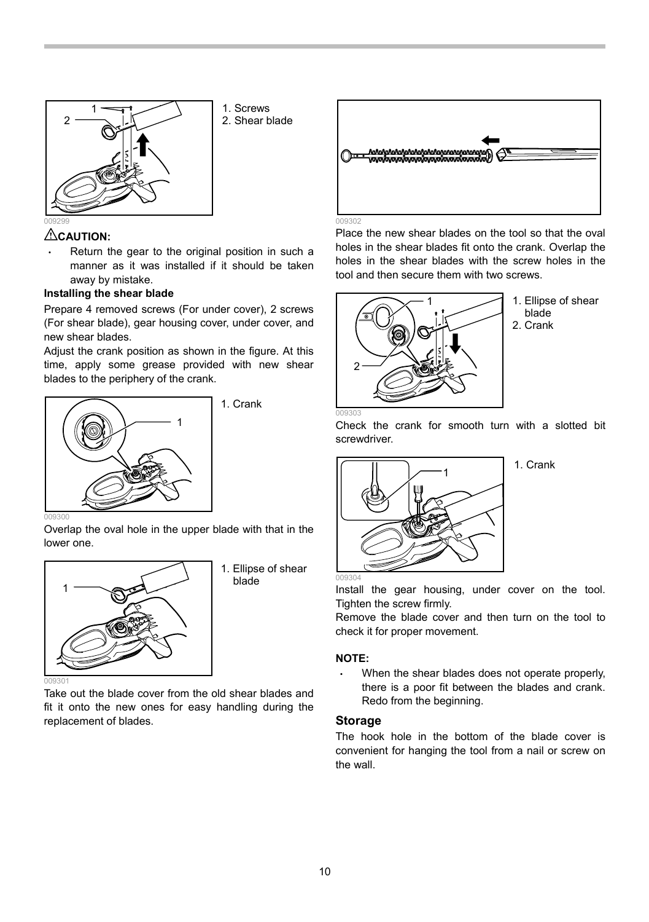1. Screws
2. Shear blade

009299

⚠**CAUTION:**

- Return the gear to the original position in such a manner as it was installed if it should be taken away by mistake.

**Installing the shear blade**

Prepare 4 removed screws (For under cover), 2 screws (For shear blade), gear housing cover, under cover, and new shear blades.

Adjust the crank position as shown in the figure. At this time, apply some grease provided with new shear blades to the periphery of the crank.

1. Crank

009300

Overlap the oval hole in the upper blade with that in the lower one.

1. Ellipse of shear blade

009301

Take out the blade cover from the old shear blades and fit it onto the new ones for easy handling during the replacement of blades.

009302

Place the new shear blades on the tool so that the oval holes in the shear blades fit onto the crank. Overlap the holes in the shear blades with the screw holes in the tool and then secure them with two screws.

1. Ellipse of shear blade
2. Crank

009303

Check the crank for smooth turn with a slotted bit screwdriver.

1. Crank

009304

Install the gear housing, under cover on the tool. Tighten the screw firmly.

Remove the blade cover and then turn on the tool to check it for proper movement.

**NOTE:**

- When the shear blades does not operate properly, there is a poor fit between the blades and crank. Redo from the beginning.

### Storage

The hook hole in the bottom of the blade cover is convenient for hanging the tool from a nail or screw on the wall.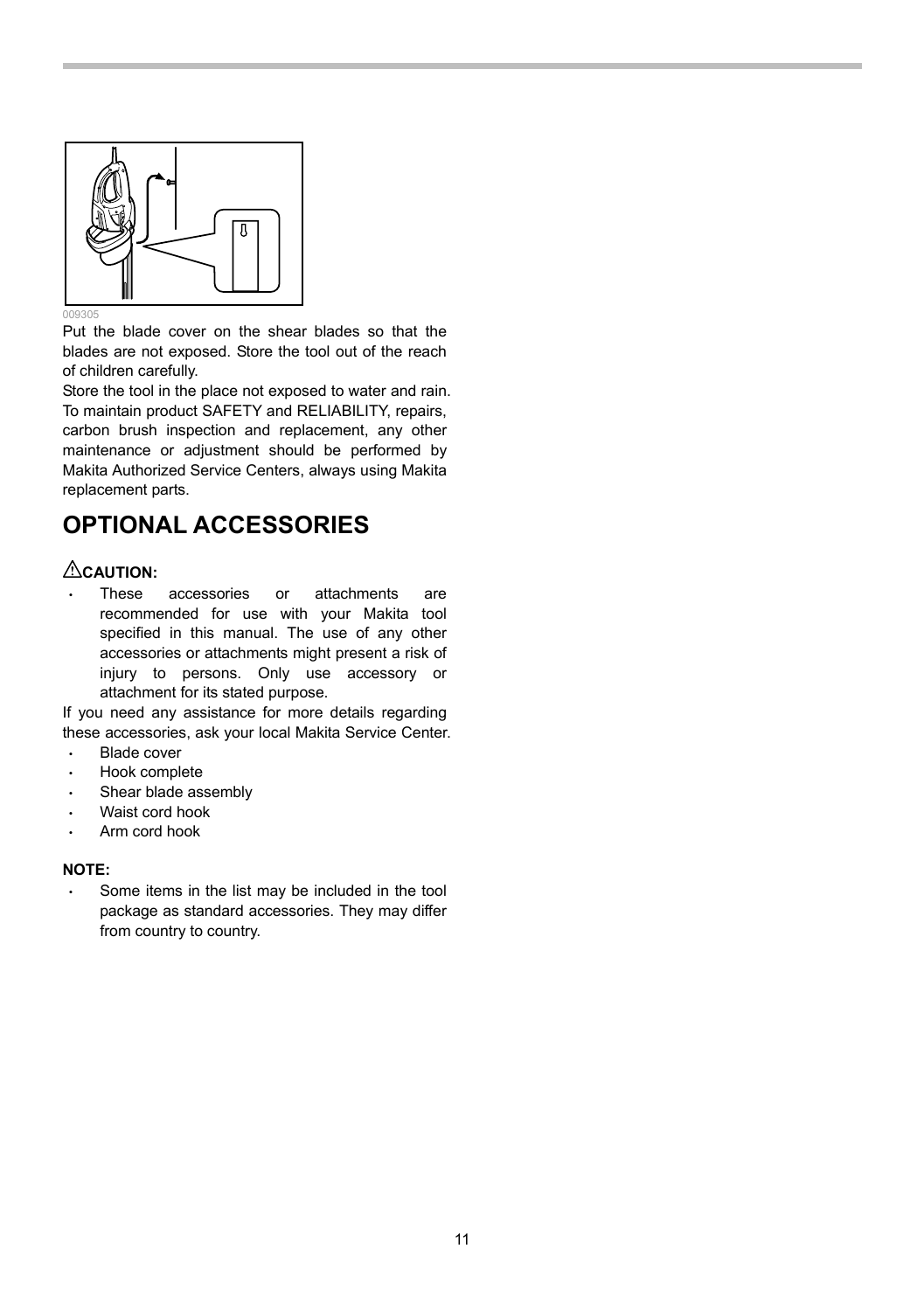009305

Put the blade cover on the shear blades so that the blades are not exposed. Store the tool out of the reach of children carefully.

Store the tool in the place not exposed to water and rain.

To maintain product SAFETY and RELIABILITY, repairs, carbon brush inspection and replacement, any other maintenance or adjustment should be performed by Makita Authorized Service Centers, always using Makita replacement parts.

# OPTIONAL ACCESSORIES

**⚠CAUTION:**

- These accessories or attachments are recommended for use with your Makita tool specified in this manual. The use of any other accessories or attachments might present a risk of injury to persons. Only use accessory or attachment for its stated purpose.

If you need any assistance for more details regarding these accessories, ask your local Makita Service Center.

- Blade cover
- Hook complete
- Shear blade assembly
- Waist cord hook
- Arm cord hook

**NOTE:**

- Some items in the list may be included in the tool package as standard accessories. They may differ from country to country.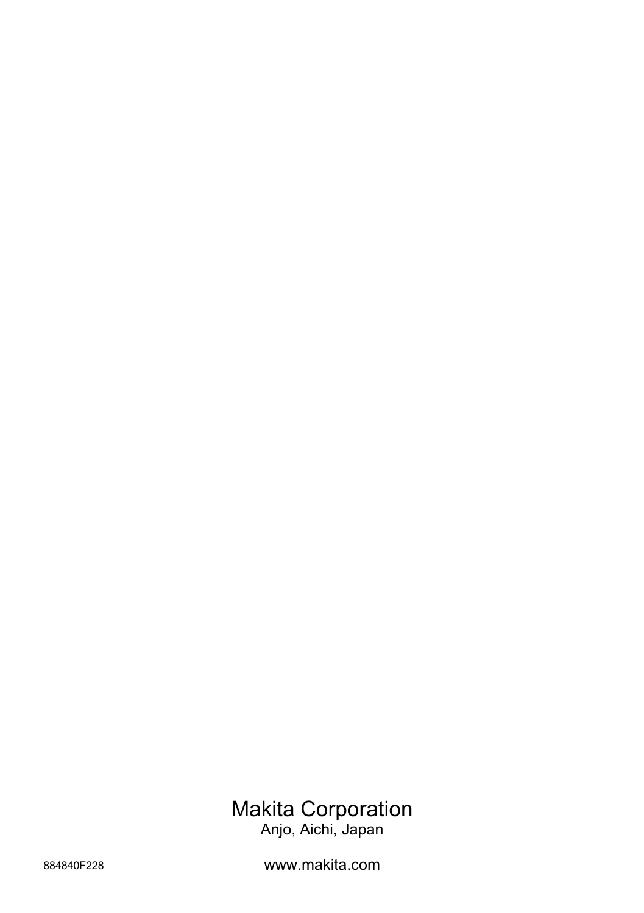Makita Corporation

Anjo, Aichi, Japan

884840F228

www.makita.com